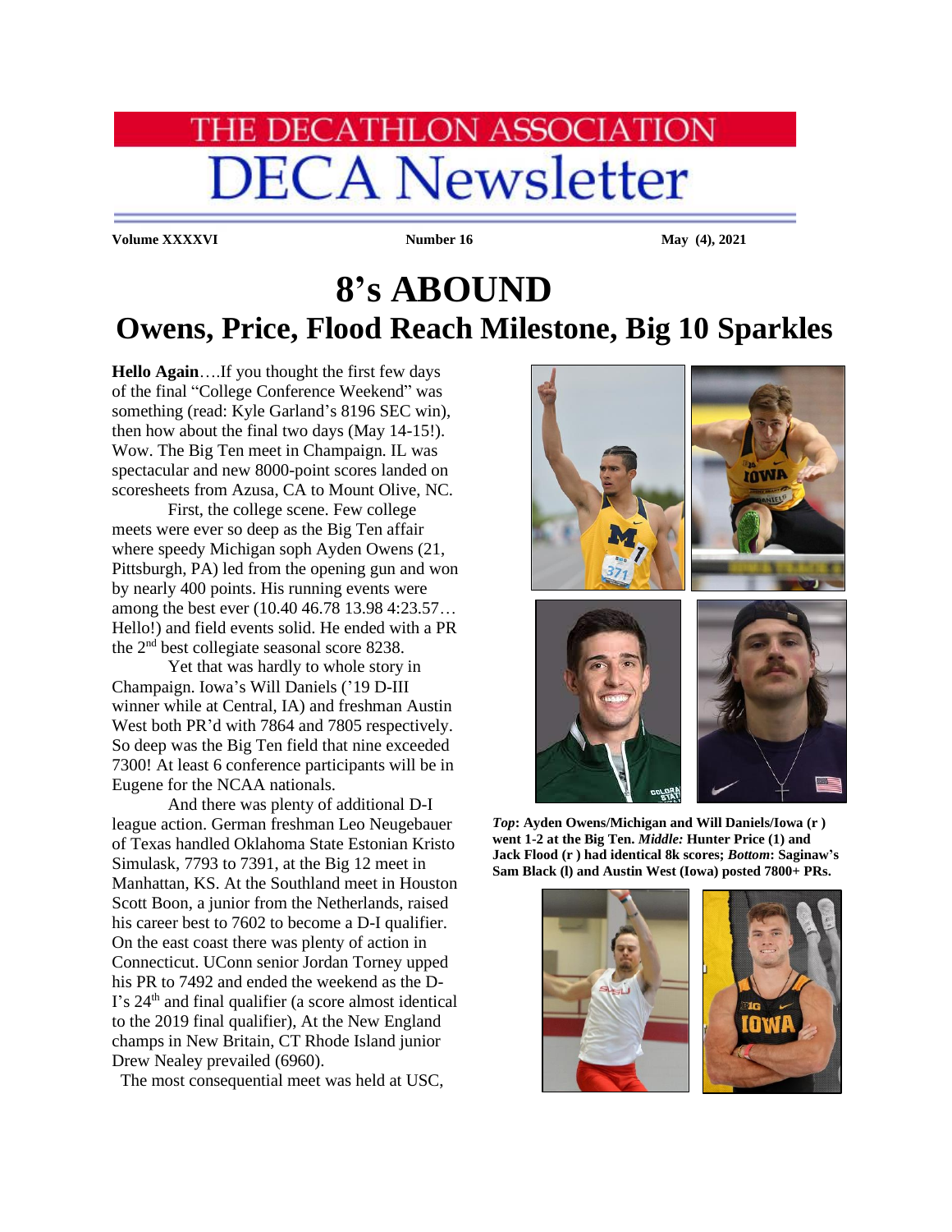# THE DECATHLON ASSOCIATION

# DECA Newsletter

**Volume XXXXVI** **Number 16** **May (4), 2021**

# 8's ABOUND

## Owens, Price, Flood Reach Milestone, Big 10 Sparkles

**Hello Again**….If you thought the first few days of the final "College Conference Weekend" was something (read: Kyle Garland's 8196 SEC win), then how about the final two days (May 14-15!). Wow. The Big Ten meet in Champaign. IL was spectacular and new 8000-point scores landed on scoresheets from Azusa, CA to Mount Olive, NC.

First, the college scene. Few college meets were ever so deep as the Big Ten affair where speedy Michigan soph Ayden Owens (21, Pittsburgh, PA) led from the opening gun and won by nearly 400 points. His running events were among the best ever (10.40 46.78 13.98 4:23.57… Hello!) and field events solid. He ended with a PR the 2nd best collegiate seasonal score 8238.

Yet that was hardly to whole story in Champaign. Iowa's Will Daniels ('19 D-III winner while at Central, IA) and freshman Austin West both PR'd with 7864 and 7805 respectively. So deep was the Big Ten field that nine exceeded 7300! At least 6 conference participants will be in Eugene for the NCAA nationals.

And there was plenty of additional D-I league action. German freshman Leo Neugebauer of Texas handled Oklahoma State Estonian Kristo Simulask, 7793 to 7391, at the Big 12 meet in Manhattan, KS. At the Southland meet in Houston Scott Boon, a junior from the Netherlands, raised his career best to 7602 to become a D-I qualifier. On the east coast there was plenty of action in Connecticut. UConn senior Jordan Torney upped his PR to 7492 and ended the weekend as the D-I's 24th and final qualifier (a score almost identical to the 2019 final qualifier), At the New England champs in New Britain, CT Rhode Island junior Drew Nealey prevailed (6960).

The most consequential meet was held at USC,

***Top*: Ayden Owens/Michigan and Will Daniels/Iowa (r ) went 1-2 at the Big Ten. *Middle:* Hunter Price (1) and Jack Flood (r ) had identical 8k scores; *Bottom*: Saginaw's Sam Black (l) and Austin West (Iowa) posted 7800+ PRs.**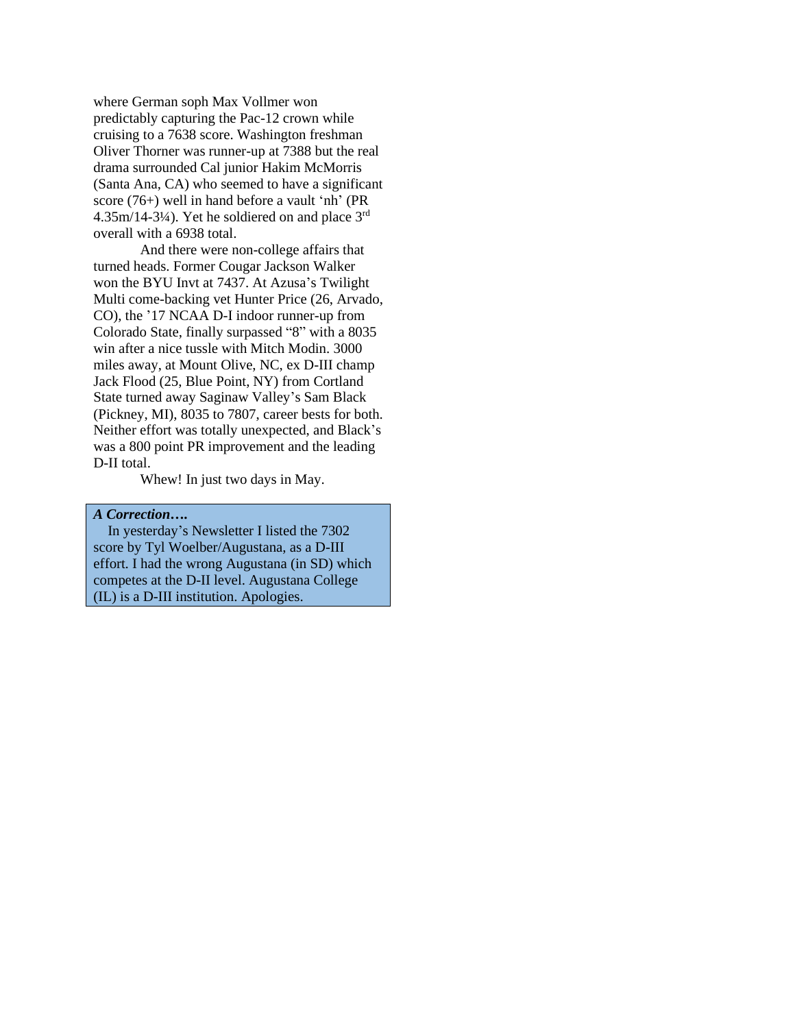where German soph Max Vollmer won predictably capturing the Pac-12 crown while cruising to a 7638 score. Washington freshman Oliver Thorner was runner-up at 7388 but the real drama surrounded Cal junior Hakim McMorris (Santa Ana, CA) who seemed to have a significant score (76+) well in hand before a vault 'nh' (PR 4.35m/14-3¼). Yet he soldiered on and place 3rd overall with a 6938 total.

And there were non-college affairs that turned heads. Former Cougar Jackson Walker won the BYU Invt at 7437. At Azusa's Twilight Multi come-backing vet Hunter Price (26, Arvado, CO), the '17 NCAA D-I indoor runner-up from Colorado State, finally surpassed "8" with a 8035 win after a nice tussle with Mitch Modin. 3000 miles away, at Mount Olive, NC, ex D-III champ Jack Flood (25, Blue Point, NY) from Cortland State turned away Saginaw Valley's Sam Black (Pickney, MI), 8035 to 7807, career bests for both. Neither effort was totally unexpected, and Black's was a 800 point PR improvement and the leading D-II total.

Whew! In just two days in May.

***A Correction….***

In yesterday's Newsletter I listed the 7302 score by Tyl Woelber/Augustana, as a D-III effort. I had the wrong Augustana (in SD) which competes at the D-II level. Augustana College (IL) is a D-III institution. Apologies.